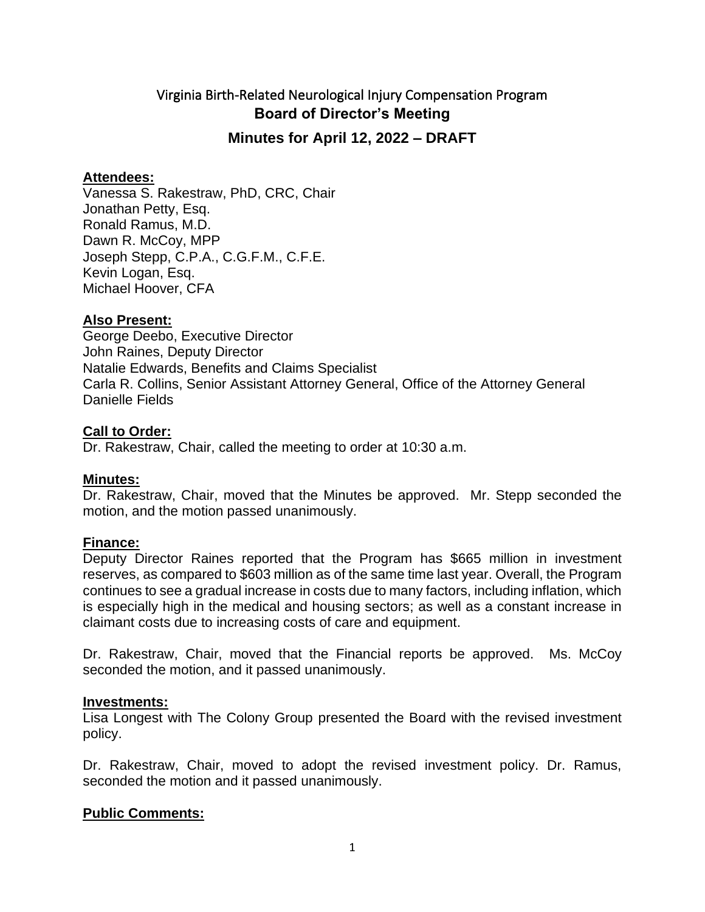# Virginia Birth-Related Neurological Injury Compensation Program

## Board of Director's Meeting

## Minutes for April 12, 2022 – DRAFT

**Attendees:**

Vanessa S. Rakestraw, PhD, CRC, Chair
Jonathan Petty, Esq.
Ronald Ramus, M.D.
Dawn R. McCoy, MPP
Joseph Stepp, C.P.A., C.G.F.M., C.F.E.
Kevin Logan, Esq.
Michael Hoover, CFA

**Also Present:**

George Deebo, Executive Director
John Raines, Deputy Director
Natalie Edwards, Benefits and Claims Specialist
Carla R. Collins, Senior Assistant Attorney General, Office of the Attorney General
Danielle Fields

**Call to Order:**

Dr. Rakestraw, Chair, called the meeting to order at 10:30 a.m.

**Minutes:**

Dr. Rakestraw, Chair, moved that the Minutes be approved. Mr. Stepp seconded the motion, and the motion passed unanimously.

**Finance:**

Deputy Director Raines reported that the Program has $665 million in investment reserves, as compared to $603 million as of the same time last year. Overall, the Program continues to see a gradual increase in costs due to many factors, including inflation, which is especially high in the medical and housing sectors; as well as a constant increase in claimant costs due to increasing costs of care and equipment.

Dr. Rakestraw, Chair, moved that the Financial reports be approved. Ms. McCoy seconded the motion, and it passed unanimously.

**Investments:**

Lisa Longest with The Colony Group presented the Board with the revised investment policy.

Dr. Rakestraw, Chair, moved to adopt the revised investment policy. Dr. Ramus, seconded the motion and it passed unanimously.

**Public Comments:**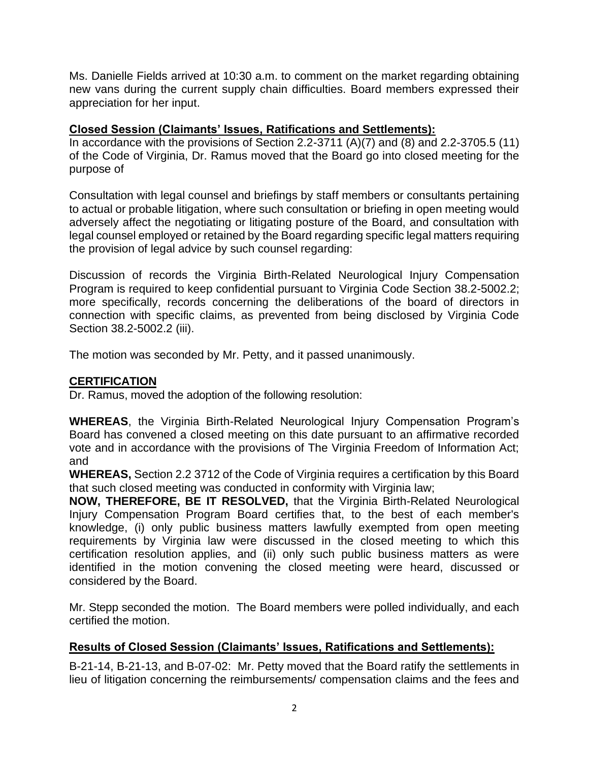Ms. Danielle Fields arrived at 10:30 a.m. to comment on the market regarding obtaining new vans during the current supply chain difficulties. Board members expressed their appreciation for her input.

**Closed Session (Claimants' Issues, Ratifications and Settlements):**

In accordance with the provisions of Section 2.2-3711 (A)(7) and (8) and 2.2-3705.5 (11) of the Code of Virginia, Dr. Ramus moved that the Board go into closed meeting for the purpose of

Consultation with legal counsel and briefings by staff members or consultants pertaining to actual or probable litigation, where such consultation or briefing in open meeting would adversely affect the negotiating or litigating posture of the Board, and consultation with legal counsel employed or retained by the Board regarding specific legal matters requiring the provision of legal advice by such counsel regarding:

Discussion of records the Virginia Birth-Related Neurological Injury Compensation Program is required to keep confidential pursuant to Virginia Code Section 38.2-5002.2; more specifically, records concerning the deliberations of the board of directors in connection with specific claims, as prevented from being disclosed by Virginia Code Section 38.2-5002.2 (iii).

The motion was seconded by Mr. Petty, and it passed unanimously.

**CERTIFICATION**

Dr. Ramus, moved the adoption of the following resolution:

**WHEREAS**, the Virginia Birth-Related Neurological Injury Compensation Program's Board has convened a closed meeting on this date pursuant to an affirmative recorded vote and in accordance with the provisions of The Virginia Freedom of Information Act; and

**WHEREAS,** Section 2.2 3712 of the Code of Virginia requires a certification by this Board that such closed meeting was conducted in conformity with Virginia law;

**NOW, THEREFORE, BE IT RESOLVED,** that the Virginia Birth-Related Neurological Injury Compensation Program Board certifies that, to the best of each member's knowledge, (i) only public business matters lawfully exempted from open meeting requirements by Virginia law were discussed in the closed meeting to which this certification resolution applies, and (ii) only such public business matters as were identified in the motion convening the closed meeting were heard, discussed or considered by the Board.

Mr. Stepp seconded the motion. The Board members were polled individually, and each certified the motion.

**Results of Closed Session (Claimants' Issues, Ratifications and Settlements):**

B-21-14, B-21-13, and B-07-02: Mr. Petty moved that the Board ratify the settlements in lieu of litigation concerning the reimbursements/ compensation claims and the fees and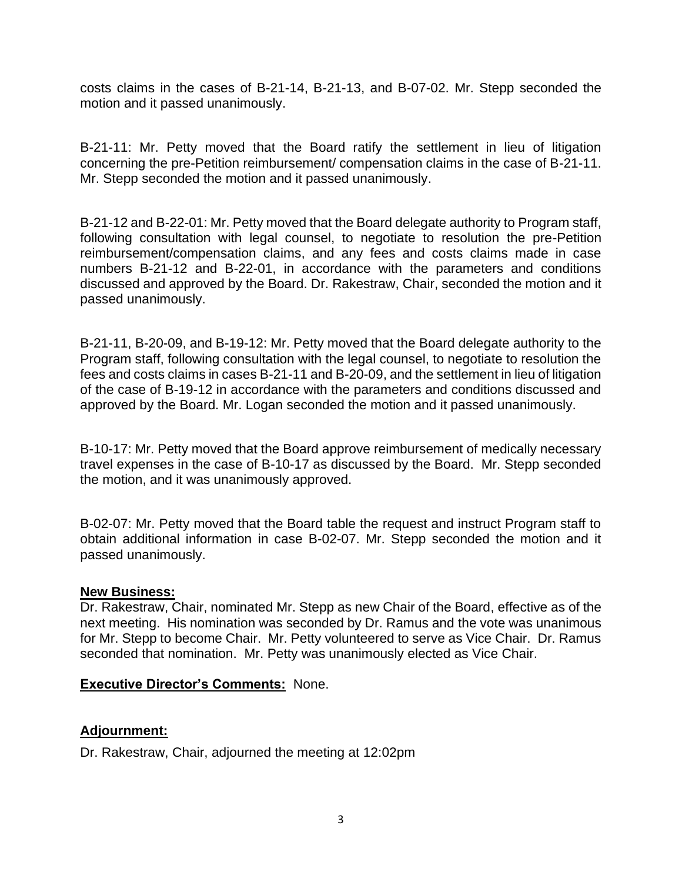costs claims in the cases of B-21-14, B-21-13, and B-07-02. Mr. Stepp seconded the motion and it passed unanimously.

B-21-11: Mr. Petty moved that the Board ratify the settlement in lieu of litigation concerning the pre-Petition reimbursement/ compensation claims in the case of B-21-11. Mr. Stepp seconded the motion and it passed unanimously.

B-21-12 and B-22-01: Mr. Petty moved that the Board delegate authority to Program staff, following consultation with legal counsel, to negotiate to resolution the pre-Petition reimbursement/compensation claims, and any fees and costs claims made in case numbers B-21-12 and B-22-01, in accordance with the parameters and conditions discussed and approved by the Board. Dr. Rakestraw, Chair, seconded the motion and it passed unanimously.

B-21-11, B-20-09, and B-19-12: Mr. Petty moved that the Board delegate authority to the Program staff, following consultation with the legal counsel, to negotiate to resolution the fees and costs claims in cases B-21-11 and B-20-09, and the settlement in lieu of litigation of the case of B-19-12 in accordance with the parameters and conditions discussed and approved by the Board. Mr. Logan seconded the motion and it passed unanimously.

B-10-17: Mr. Petty moved that the Board approve reimbursement of medically necessary travel expenses in the case of B-10-17 as discussed by the Board. Mr. Stepp seconded the motion, and it was unanimously approved.

B-02-07: Mr. Petty moved that the Board table the request and instruct Program staff to obtain additional information in case B-02-07. Mr. Stepp seconded the motion and it passed unanimously.

**New Business:**

Dr. Rakestraw, Chair, nominated Mr. Stepp as new Chair of the Board, effective as of the next meeting. His nomination was seconded by Dr. Ramus and the vote was unanimous for Mr. Stepp to become Chair. Mr. Petty volunteered to serve as Vice Chair. Dr. Ramus seconded that nomination. Mr. Petty was unanimously elected as Vice Chair.

**Executive Director's Comments:** None.

**Adjournment:**

Dr. Rakestraw, Chair, adjourned the meeting at 12:02pm